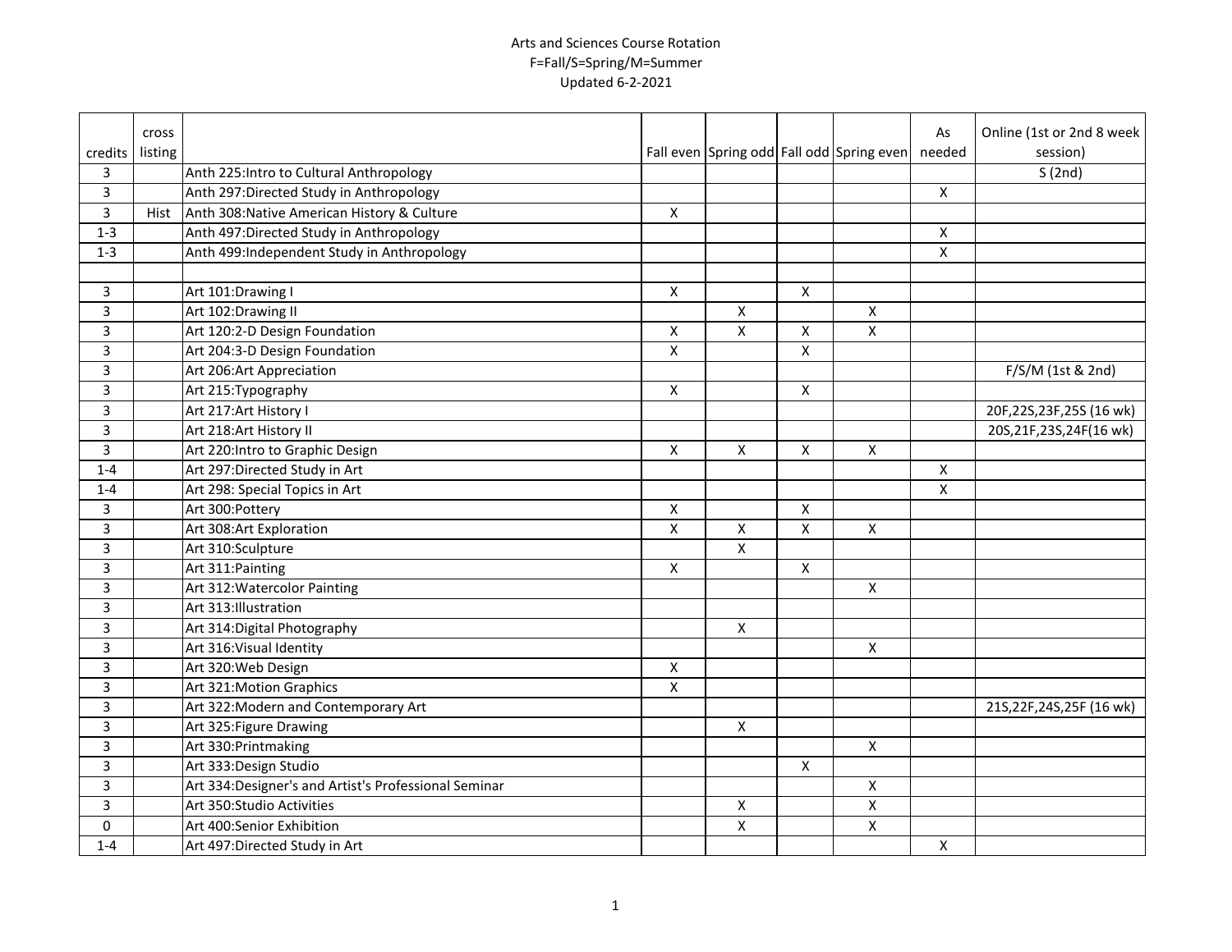# Arts and Sciences Course Rotation

F=Fall/S=Spring/M=Summer

Updated 6-2-2021

| credits | cross listing | | Fall even | Spring odd | Fall odd | Spring even | As needed | Online (1st or 2nd 8 week session) |
|---|---|---|---|---|---|---|---|---|
| 3 | | Anth 225:Intro to Cultural Anthropology | | | | | | S (2nd) |
| 3 | | Anth 297:Directed Study in Anthropology | | | | | X | |
| 3 | Hist | Anth 308:Native American History & Culture | X | | | | | |
| 1-3 | | Anth 497:Directed Study in Anthropology | | | | | X | |
| 1-3 | | Anth 499:Independent Study in Anthropology | | | | | X | |
| | | | | | | | | |
| 3 | | Art 101:Drawing I | X | | X | | | |
| 3 | | Art 102:Drawing II | | X | | X | | |
| 3 | | Art 120:2-D Design Foundation | X | X | X | X | | |
| 3 | | Art 204:3-D Design Foundation | X | | X | | | |
| 3 | | Art 206:Art Appreciation | | | | | | F/S/M (1st & 2nd) |
| 3 | | Art 215:Typography | X | | X | | | |
| 3 | | Art 217:Art History I | | | | | | 20F,22S,23F,25S (16 wk) |
| 3 | | Art 218:Art History II | | | | | | 20S,21F,23S,24F(16 wk) |
| 3 | | Art 220:Intro to Graphic Design | X | X | X | X | | |
| 1-4 | | Art 297:Directed Study in Art | | | | | X | |
| 1-4 | | Art 298: Special Topics in Art | | | | | X | |
| 3 | | Art 300:Pottery | X | | X | | | |
| 3 | | Art 308:Art Exploration | X | X | X | X | | |
| 3 | | Art 310:Sculpture | | X | | | | |
| 3 | | Art 311:Painting | X | | X | | | |
| 3 | | Art 312:Watercolor Painting | | | | X | | |
| 3 | | Art 313:Illustration | | | | | | |
| 3 | | Art 314:Digital Photography | | X | | | | |
| 3 | | Art 316:Visual Identity | | | | X | | |
| 3 | | Art 320:Web Design | X | | | | | |
| 3 | | Art 321:Motion Graphics | X | | | | | |
| 3 | | Art 322:Modern and Contemporary Art | | | | | | 21S,22F,24S,25F (16 wk) |
| 3 | | Art 325:Figure Drawing | | X | | | | |
| 3 | | Art 330:Printmaking | | | | X | | |
| 3 | | Art 333:Design Studio | | | X | | | |
| 3 | | Art 334:Designer's and Artist's Professional Seminar | | | | X | | |
| 3 | | Art 350:Studio Activities | | X | | X | | |
| 0 | | Art 400:Senior Exhibition | | X | | X | | |
| 1-4 | | Art 497:Directed Study in Art | | | | | X | |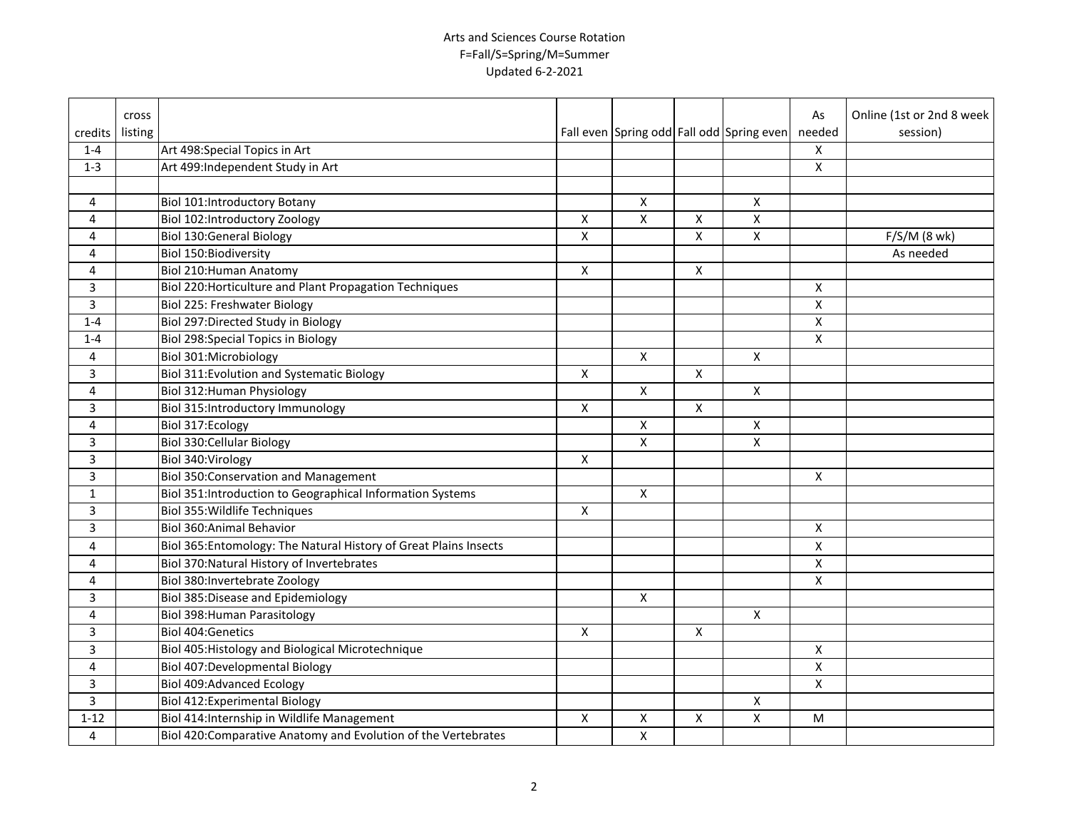Arts and Sciences Course Rotation
F=Fall/S=Spring/M=Summer
Updated 6-2-2021

| credits | cross listing | | Fall even | Spring odd | Fall odd | Spring even | As needed | Online (1st or 2nd 8 week session) |
|---|---|---|---|---|---|---|---|---|
| 1-4 | | Art 498:Special Topics in Art | | | | | X | |
| 1-3 | | Art 499:Independent Study in Art | | | | | X | |
| | | | | | | | | |
| 4 | | Biol 101:Introductory Botany | | X | | X | | |
| 4 | | Biol 102:Introductory Zoology | X | X | X | X | | |
| 4 | | Biol 130:General Biology | X | | X | X | | F/S/M (8 wk) |
| 4 | | Biol 150:Biodiversity | | | | | | As needed |
| 4 | | Biol 210:Human Anatomy | X | | X | | | |
| 3 | | Biol 220:Horticulture and Plant Propagation Techniques | | | | | X | |
| 3 | | Biol 225: Freshwater Biology | | | | | X | |
| 1-4 | | Biol 297:Directed Study in Biology | | | | | X | |
| 1-4 | | Biol 298:Special Topics in Biology | | | | | X | |
| 4 | | Biol 301:Microbiology | | X | | X | | |
| 3 | | Biol 311:Evolution and Systematic Biology | X | | X | | | |
| 4 | | Biol 312:Human Physiology | | X | | X | | |
| 3 | | Biol 315:Introductory Immunology | X | | X | | | |
| 4 | | Biol 317:Ecology | | X | | X | | |
| 3 | | Biol 330:Cellular Biology | | X | | X | | |
| 3 | | Biol 340:Virology | X | | | | | |
| 3 | | Biol 350:Conservation and Management | | | | | X | |
| 1 | | Biol 351:Introduction to Geographical Information Systems | | X | | | | |
| 3 | | Biol 355:Wildlife Techniques | X | | | | | |
| 3 | | Biol 360:Animal Behavior | | | | | X | |
| 4 | | Biol 365:Entomology: The Natural History of Great Plains Insects | | | | | X | |
| 4 | | Biol 370:Natural History of Invertebrates | | | | | X | |
| 4 | | Biol 380:Invertebrate Zoology | | | | | X | |
| 3 | | Biol 385:Disease and Epidemiology | | X | | | | |
| 4 | | Biol 398:Human Parasitology | | | | X | | |
| 3 | | Biol 404:Genetics | X | | X | | | |
| 3 | | Biol 405:Histology and Biological Microtechnique | | | | | X | |
| 4 | | Biol 407:Developmental Biology | | | | | X | |
| 3 | | Biol 409:Advanced Ecology | | | | | X | |
| 3 | | Biol 412:Experimental Biology | | | | X | | |
| 1-12 | | Biol 414:Internship in Wildlife Management | X | X | X | X | M | |
| 4 | | Biol 420:Comparative Anatomy and Evolution of the Vertebrates | | X | | | | |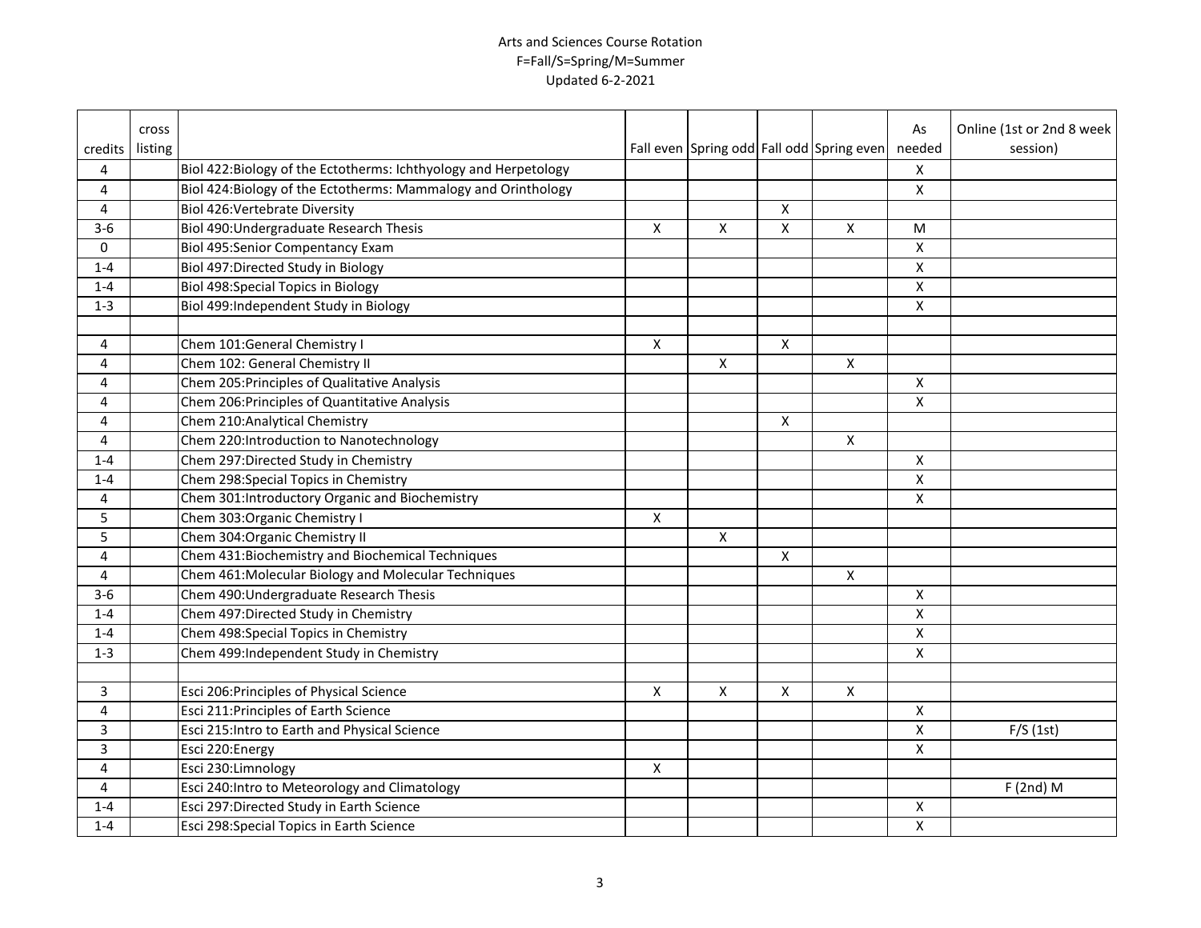Arts and Sciences Course Rotation
F=Fall/S=Spring/M=Summer
Updated 6-2-2021

| credits | cross listing | | Fall even | Spring odd | Fall odd | Spring even | As needed | Online (1st or 2nd 8 week session) |
|---|---|---|---|---|---|---|---|---|
| 4 | | Biol 422:Biology of the Ectotherms: Ichthyology and Herpetology | | | | | X | |
| 4 | | Biol 424:Biology of the Ectotherms: Mammalogy and Orinthology | | | | | X | |
| 4 | | Biol 426:Vertebrate Diversity | | | X | | | |
| 3-6 | | Biol 490:Undergraduate Research Thesis | X | X | X | X | M | |
| 0 | | Biol 495:Senior Compentancy Exam | | | | | X | |
| 1-4 | | Biol 497:Directed Study in Biology | | | | | X | |
| 1-4 | | Biol 498:Special Topics in Biology | | | | | X | |
| 1-3 | | Biol 499:Independent Study in Biology | | | | | X | |
| | | | | | | | | |
| 4 | | Chem 101:General Chemistry I | X | | X | | | |
| 4 | | Chem 102: General Chemistry II | | X | | X | | |
| 4 | | Chem 205:Principles of Qualitative Analysis | | | | | X | |
| 4 | | Chem 206:Principles of Quantitative Analysis | | | | | X | |
| 4 | | Chem 210:Analytical Chemistry | | | X | | | |
| 4 | | Chem 220:Introduction to Nanotechnology | | | | X | | |
| 1-4 | | Chem 297:Directed Study in Chemistry | | | | | X | |
| 1-4 | | Chem 298:Special Topics in Chemistry | | | | | X | |
| 4 | | Chem 301:Introductory Organic and Biochemistry | | | | | X | |
| 5 | | Chem 303:Organic Chemistry I | X | | | | | |
| 5 | | Chem 304:Organic Chemistry II | | X | | | | |
| 4 | | Chem 431:Biochemistry and Biochemical Techniques | | | X | | | |
| 4 | | Chem 461:Molecular Biology and Molecular Techniques | | | | X | | |
| 3-6 | | Chem 490:Undergraduate Research Thesis | | | | | X | |
| 1-4 | | Chem 497:Directed Study in Chemistry | | | | | X | |
| 1-4 | | Chem 498:Special Topics in Chemistry | | | | | X | |
| 1-3 | | Chem 499:Independent Study in Chemistry | | | | | X | |
| | | | | | | | | |
| 3 | | Esci 206:Principles of Physical Science | X | X | X | X | | |
| 4 | | Esci 211:Principles of Earth Science | | | | | X | |
| 3 | | Esci 215:Intro to Earth and Physical Science | | | | | X | F/S (1st) |
| 3 | | Esci 220:Energy | | | | | X | |
| 4 | | Esci 230:Limnology | X | | | | | |
| 4 | | Esci 240:Intro to Meteorology and Climatology | | | | | | F (2nd) M |
| 1-4 | | Esci 297:Directed Study in Earth Science | | | | | X | |
| 1-4 | | Esci 298:Special Topics in Earth Science | | | | | X | |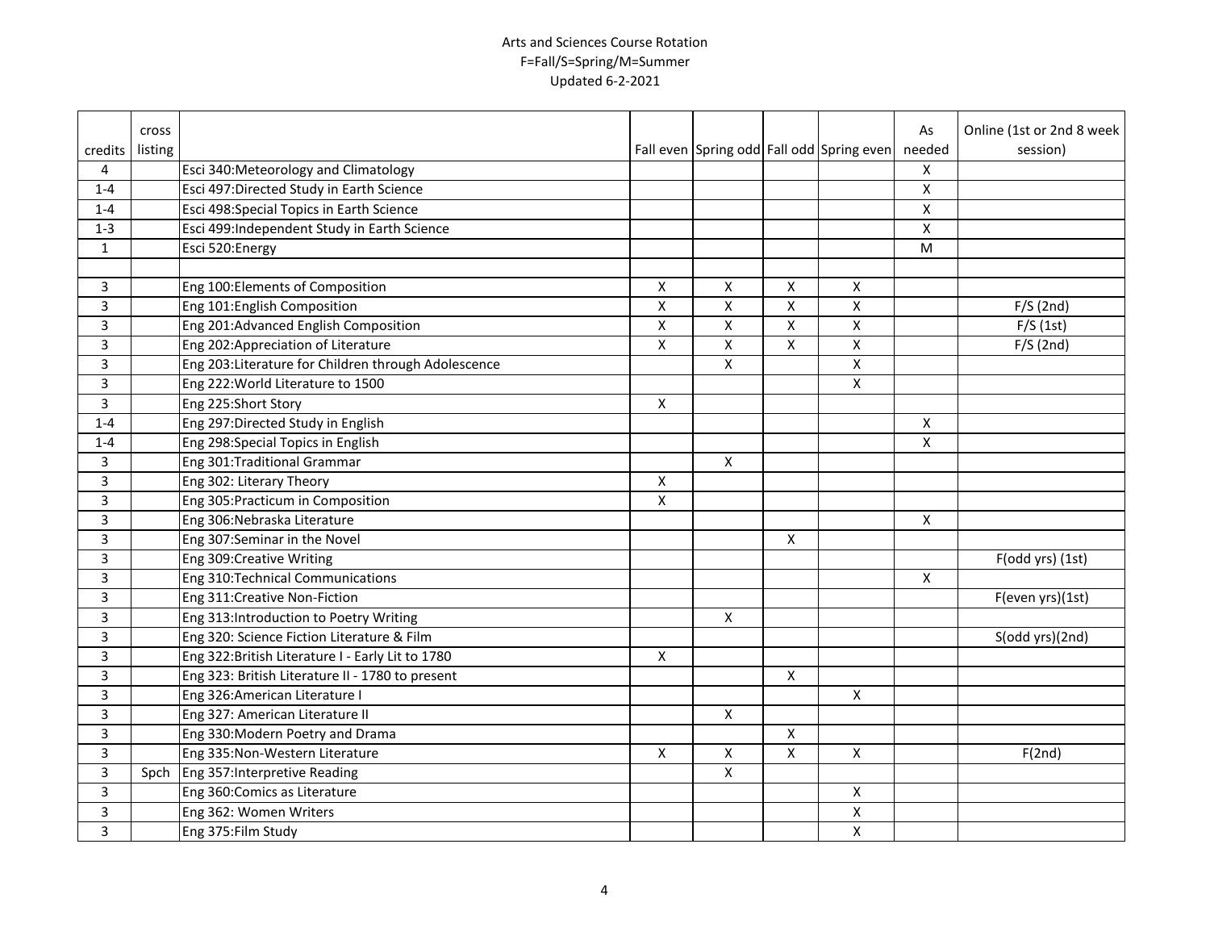Arts and Sciences Course Rotation
F=Fall/S=Spring/M=Summer
Updated 6-2-2021

| credits | cross listing | | Fall even | Spring odd | Fall odd | Spring even | As needed | Online (1st or 2nd 8 week session) |
|---|---|---|---|---|---|---|---|---|
| 4 | | Esci 340:Meteorology and Climatology | | | | | X | |
| 1-4 | | Esci 497:Directed Study in Earth Science | | | | | X | |
| 1-4 | | Esci 498:Special Topics in Earth Science | | | | | X | |
| 1-3 | | Esci 499:Independent Study in Earth Science | | | | | X | |
| 1 | | Esci 520:Energy | | | | | M | |
| | | | | | | | | |
| 3 | | Eng 100:Elements of Composition | X | X | X | X | | |
| 3 | | Eng 101:English Composition | X | X | X | X | | F/S (2nd) |
| 3 | | Eng 201:Advanced English Composition | X | X | X | X | | F/S (1st) |
| 3 | | Eng 202:Appreciation of Literature | X | X | X | X | | F/S (2nd) |
| 3 | | Eng 203:Literature for Children through Adolescence | | X | | X | | |
| 3 | | Eng 222:World Literature to 1500 | | | | X | | |
| 3 | | Eng 225:Short Story | X | | | | | |
| 1-4 | | Eng 297:Directed Study in English | | | | | X | |
| 1-4 | | Eng 298:Special Topics in English | | | | | X | |
| 3 | | Eng 301:Traditional Grammar | | X | | | | |
| 3 | | Eng 302: Literary Theory | X | | | | | |
| 3 | | Eng 305:Practicum in Composition | X | | | | | |
| 3 | | Eng 306:Nebraska Literature | | | | | X | |
| 3 | | Eng 307:Seminar in the Novel | | | X | | | |
| 3 | | Eng 309:Creative Writing | | | | | | F(odd yrs) (1st) |
| 3 | | Eng 310:Technical Communications | | | | | X | |
| 3 | | Eng 311:Creative Non-Fiction | | | | | | F(even yrs)(1st) |
| 3 | | Eng 313:Introduction to Poetry Writing | | X | | | | |
| 3 | | Eng 320: Science Fiction Literature & Film | | | | | | S(odd yrs)(2nd) |
| 3 | | Eng 322:British Literature I - Early Lit to 1780 | X | | | | | |
| 3 | | Eng 323: British Literature II - 1780 to present | | | X | | | |
| 3 | | Eng 326:American Literature I | | | | X | | |
| 3 | | Eng 327: American Literature II | | X | | | | |
| 3 | | Eng 330:Modern Poetry and Drama | | | X | | | |
| 3 | | Eng 335:Non-Western Literature | X | X | X | X | | F(2nd) |
| 3 | Spch | Eng 357:Interpretive Reading | | X | | | | |
| 3 | | Eng 360:Comics as Literature | | | | X | | |
| 3 | | Eng 362: Women Writers | | | | X | | |
| 3 | | Eng 375:Film Study | | | | X | | |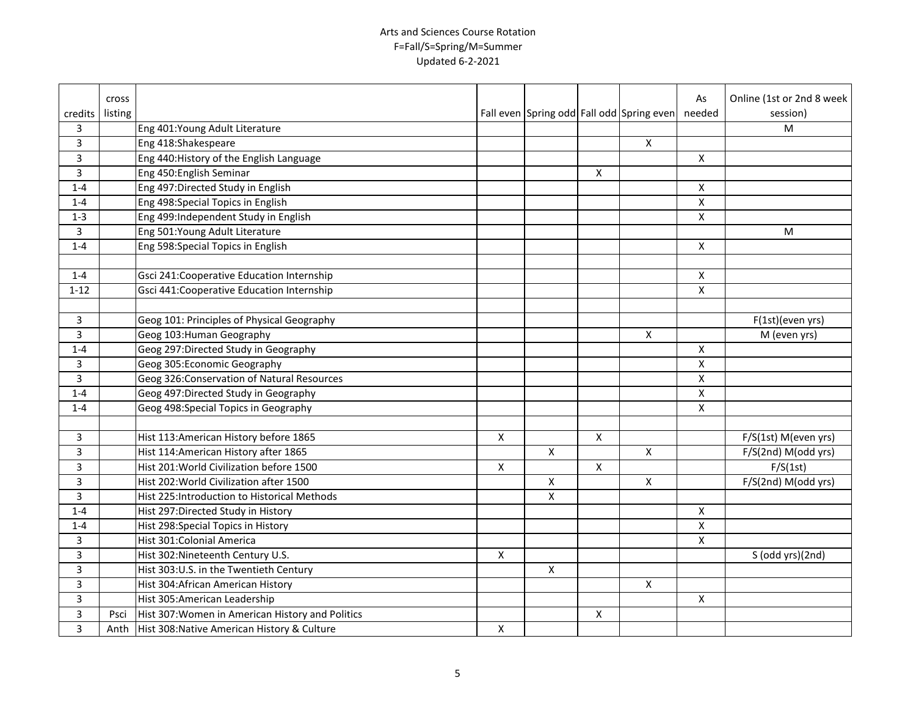Arts and Sciences Course Rotation
F=Fall/S=Spring/M=Summer
Updated 6-2-2021

| credits | cross listing | | Fall even | Spring odd | Fall odd | Spring even | As needed | Online (1st or 2nd 8 week session) |
|---|---|---|---|---|---|---|---|---|
| 3 | | Eng 401:Young Adult Literature | | | | | | M |
| 3 | | Eng 418:Shakespeare | | | | X | | |
| 3 | | Eng 440:History of the English Language | | | | | X | |
| 3 | | Eng 450:English Seminar | | | X | | | |
| 1-4 | | Eng 497:Directed Study in English | | | | | X | |
| 1-4 | | Eng 498:Special Topics in English | | | | | X | |
| 1-3 | | Eng 499:Independent Study in English | | | | | X | |
| 3 | | Eng 501:Young Adult Literature | | | | | | M |
| 1-4 | | Eng 598:Special Topics in English | | | | | X | |
| | | | | | | | | |
| 1-4 | | Gsci 241:Cooperative Education Internship | | | | | X | |
| 1-12 | | Gsci 441:Cooperative Education Internship | | | | | X | |
| | | | | | | | | |
| 3 | | Geog 101: Principles of Physical Geography | | | | | | F(1st)(even yrs) |
| 3 | | Geog 103:Human Geography | | | | X | | M (even yrs) |
| 1-4 | | Geog 297:Directed Study in Geography | | | | | X | |
| 3 | | Geog 305:Economic Geography | | | | | X | |
| 3 | | Geog 326:Conservation of Natural Resources | | | | | X | |
| 1-4 | | Geog 497:Directed Study in Geography | | | | | X | |
| 1-4 | | Geog 498:Special Topics in Geography | | | | | X | |
| | | | | | | | | |
| 3 | | Hist 113:American History before 1865 | X | | X | | | F/S(1st) M(even yrs) |
| 3 | | Hist 114:American History after 1865 | | X | | X | | F/S(2nd) M(odd yrs) |
| 3 | | Hist 201:World Civilization before 1500 | X | | X | | | F/S(1st) |
| 3 | | Hist 202:World Civilization after 1500 | | X | | X | | F/S(2nd) M(odd yrs) |
| 3 | | Hist 225:Introduction to Historical Methods | | X | | | | |
| 1-4 | | Hist 297:Directed Study in History | | | | | X | |
| 1-4 | | Hist 298:Special Topics in History | | | | | X | |
| 3 | | Hist 301:Colonial America | | | | | X | |
| 3 | | Hist 302:Nineteenth Century U.S. | X | | | | | S (odd yrs)(2nd) |
| 3 | | Hist 303:U.S. in the Twentieth Century | | X | | | | |
| 3 | | Hist 304:African American History | | | | X | | |
| 3 | | Hist 305:American Leadership | | | | | X | |
| 3 | Psci | Hist 307:Women in American History and Politics | | | X | | | |
| 3 | Anth | Hist 308:Native American History & Culture | X | | | | | |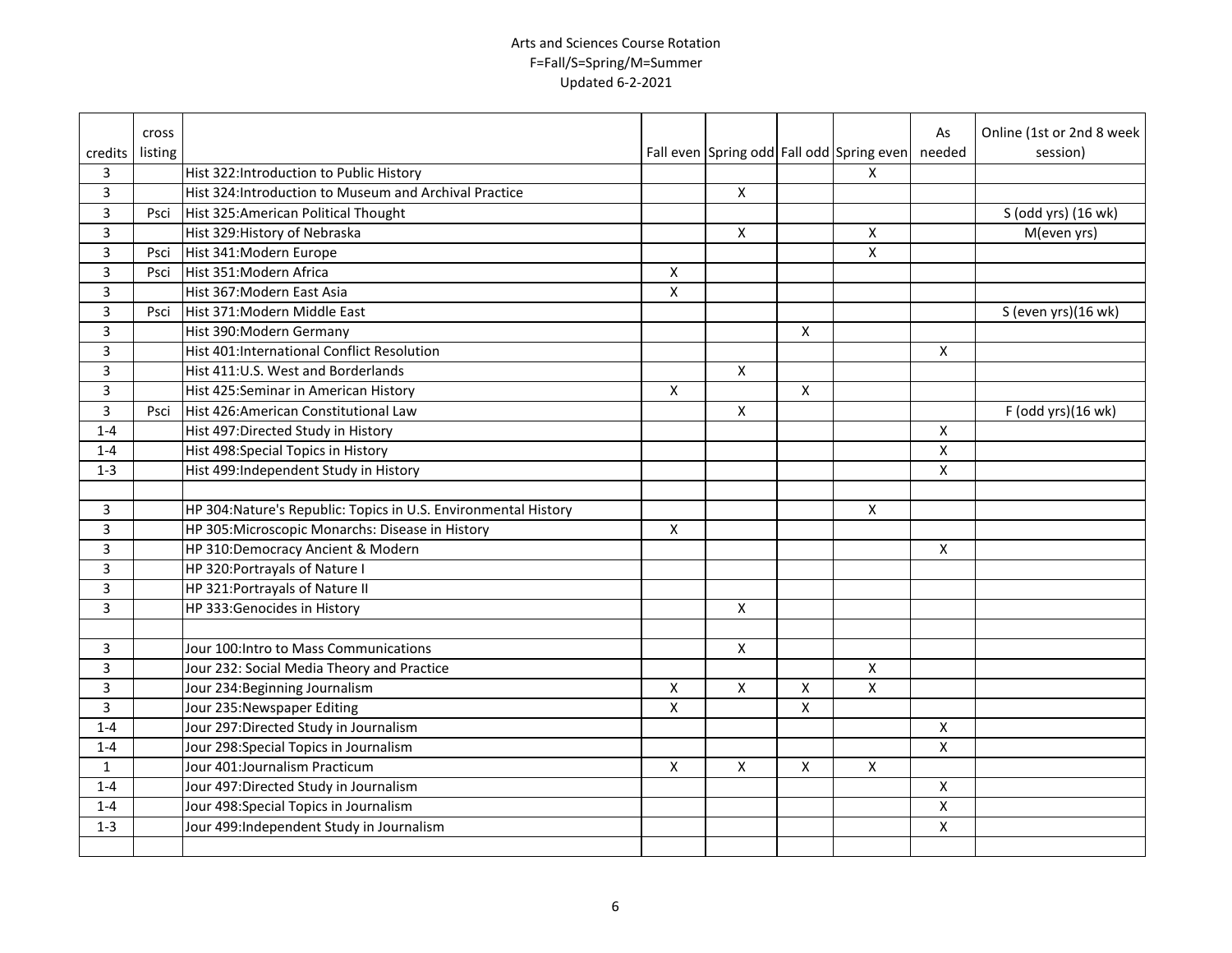Arts and Sciences Course Rotation
F=Fall/S=Spring/M=Summer
Updated 6-2-2021

| credits | cross listing | | Fall even | Spring odd | Fall odd | Spring even | As needed | Online (1st or 2nd 8 week session) |
|---|---|---|---|---|---|---|---|---|
| 3 | | Hist 322:Introduction to Public History | | | | X | | |
| 3 | | Hist 324:Introduction to Museum and Archival Practice | | X | | | | |
| 3 | Psci | Hist 325:American Political Thought | | | | | | S (odd yrs) (16 wk) |
| 3 | | Hist 329:History of Nebraska | | X | | X | | M(even yrs) |
| 3 | Psci | Hist 341:Modern Europe | | | | X | | |
| 3 | Psci | Hist 351:Modern Africa | X | | | | | |
| 3 | | Hist 367:Modern East Asia | X | | | | | |
| 3 | Psci | Hist 371:Modern Middle East | | | | | | S (even yrs)(16 wk) |
| 3 | | Hist 390:Modern Germany | | | X | | | |
| 3 | | Hist 401:International Conflict Resolution | | | | | X | |
| 3 | | Hist 411:U.S. West and Borderlands | | X | | | | |
| 3 | | Hist 425:Seminar in American History | X | | X | | | |
| 3 | Psci | Hist 426:American Constitutional Law | | X | | | | F (odd yrs)(16 wk) |
| 1-4 | | Hist 497:Directed Study in History | | | | | X | |
| 1-4 | | Hist 498:Special Topics in History | | | | | X | |
| 1-3 | | Hist 499:Independent Study in History | | | | | X | |
| | | | | | | | | |
| 3 | | HP 304:Nature's Republic: Topics in U.S. Environmental History | | | | X | | |
| 3 | | HP 305:Microscopic Monarchs: Disease in History | X | | | | | |
| 3 | | HP 310:Democracy Ancient & Modern | | | | | X | |
| 3 | | HP 320:Portrayals of Nature I | | | | | | |
| 3 | | HP 321:Portrayals of Nature II | | | | | | |
| 3 | | HP 333:Genocides in History | | X | | | | |
| | | | | | | | | |
| 3 | | Jour 100:Intro to Mass Communications | | X | | | | |
| 3 | | Jour 232: Social Media Theory and Practice | | | | X | | |
| 3 | | Jour 234:Beginning Journalism | X | X | X | X | | |
| 3 | | Jour 235:Newspaper Editing | X | | X | | | |
| 1-4 | | Jour 297:Directed Study in Journalism | | | | | X | |
| 1-4 | | Jour 298:Special Topics in Journalism | | | | | X | |
| 1 | | Jour 401:Journalism Practicum | X | X | X | X | | |
| 1-4 | | Jour 497:Directed Study in Journalism | | | | | X | |
| 1-4 | | Jour 498:Special Topics in Journalism | | | | | X | |
| 1-3 | | Jour 499:Independent Study in Journalism | | | | | X | |
| | | | | | | | | |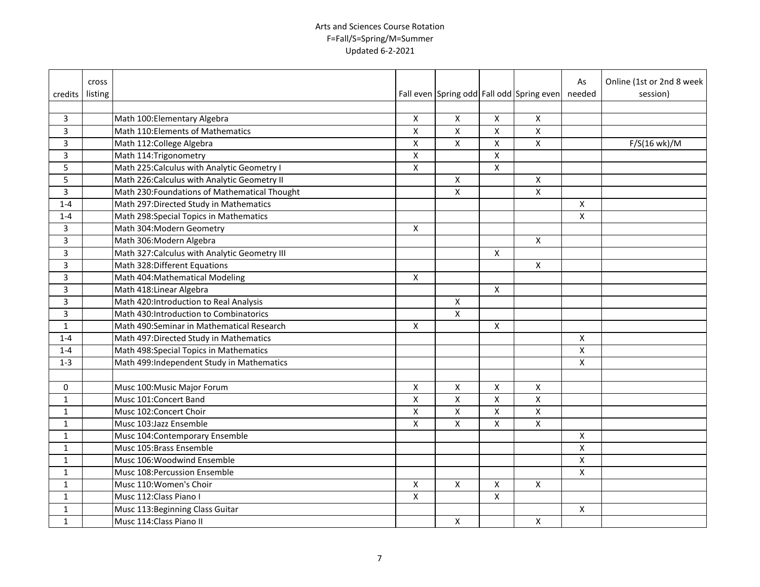Arts and Sciences Course Rotation
F=Fall/S=Spring/M=Summer
Updated 6-2-2021

| credits | cross listing | | Fall even | Spring odd | Fall odd | Spring even | As needed | Online (1st or 2nd 8 week session) |
|---|---|---|---|---|---|---|---|---|
| | | | | | | | | |
| 3 | | Math 100:Elementary Algebra | X | X | X | X | | |
| 3 | | Math 110:Elements of Mathematics | X | X | X | X | | |
| 3 | | Math 112:College Algebra | X | X | X | X | | F/S(16 wk)/M |
| 3 | | Math 114:Trigonometry | X | | X | | | |
| 5 | | Math 225:Calculus with Analytic Geometry I | X | | X | | | |
| 5 | | Math 226:Calculus with Analytic Geometry II | | X | | X | | |
| 3 | | Math 230:Foundations of Mathematical Thought | | X | | X | | |
| 1-4 | | Math 297:Directed Study in Mathematics | | | | | X | |
| 1-4 | | Math 298:Special Topics in Mathematics | | | | | X | |
| 3 | | Math 304:Modern Geometry | X | | | | | |
| 3 | | Math 306:Modern Algebra | | | | X | | |
| 3 | | Math 327:Calculus with Analytic Geometry III | | | X | | | |
| 3 | | Math 328:Different Equations | | | | X | | |
| 3 | | Math 404:Mathematical Modeling | X | | | | | |
| 3 | | Math 418:Linear Algebra | | | X | | | |
| 3 | | Math 420:Introduction to Real Analysis | | X | | | | |
| 3 | | Math 430:Introduction to Combinatorics | | X | | | | |
| 1 | | Math 490:Seminar in Mathematical Research | X | | X | | | |
| 1-4 | | Math 497:Directed Study in Mathematics | | | | | X | |
| 1-4 | | Math 498:Special Topics in Mathematics | | | | | X | |
| 1-3 | | Math 499:Independent Study in Mathematics | | | | | X | |
| | | | | | | | | |
| 0 | | Musc 100:Music Major Forum | X | X | X | X | | |
| 1 | | Musc 101:Concert Band | X | X | X | X | | |
| 1 | | Musc 102:Concert Choir | X | X | X | X | | |
| 1 | | Musc 103:Jazz Ensemble | X | X | X | X | | |
| 1 | | Musc 104:Contemporary Ensemble | | | | | X | |
| 1 | | Musc 105:Brass Ensemble | | | | | X | |
| 1 | | Musc 106:Woodwind Ensemble | | | | | X | |
| 1 | | Musc 108:Percussion Ensemble | | | | | X | |
| 1 | | Musc 110:Women's Choir | X | X | X | X | | |
| 1 | | Musc 112:Class Piano I | X | | X | | | |
| 1 | | Musc 113:Beginning Class Guitar | | | | | X | |
| 1 | | Musc 114:Class Piano II | | X | | X | | |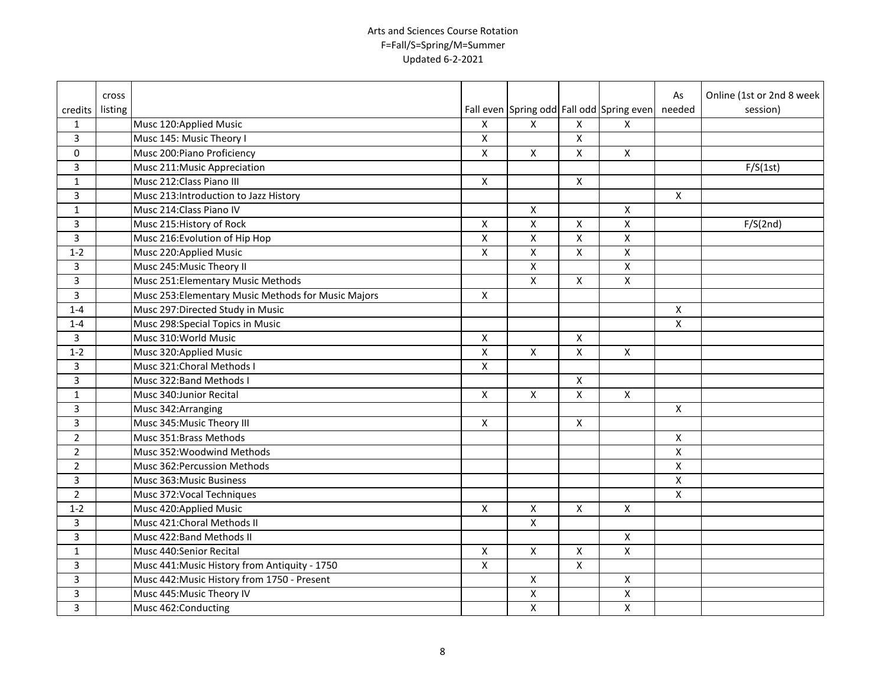Arts and Sciences Course Rotation
F=Fall/S=Spring/M=Summer
Updated 6-2-2021

| credits | cross listing | | Fall even | Spring odd | Fall odd | Spring even | As needed | Online (1st or 2nd 8 week session) |
|---|---|---|---|---|---|---|---|---|
| 1 | | Musc 120:Applied Music | X | X | X | X | | |
| 3 | | Musc 145: Music Theory I | X | | X | | | |
| 0 | | Musc 200:Piano Proficiency | X | X | X | X | | |
| 3 | | Musc 211:Music Appreciation | | | | | | F/S(1st) |
| 1 | | Musc 212:Class Piano III | X | | X | | | |
| 3 | | Musc 213:Introduction to Jazz History | | | | | X | |
| 1 | | Musc 214:Class Piano IV | | X | | X | | |
| 3 | | Musc 215:History of Rock | X | X | X | X | | F/S(2nd) |
| 3 | | Musc 216:Evolution of Hip Hop | X | X | X | X | | |
| 1-2 | | Musc 220:Applied Music | X | X | X | X | | |
| 3 | | Musc 245:Music Theory II | | X | | X | | |
| 3 | | Musc 251:Elementary Music Methods | | X | X | X | | |
| 3 | | Musc 253:Elementary Music Methods for Music Majors | X | | | | | |
| 1-4 | | Musc 297:Directed Study in Music | | | | | X | |
| 1-4 | | Musc 298:Special Topics in Music | | | | | X | |
| 3 | | Musc 310:World Music | X | | X | | | |
| 1-2 | | Musc 320:Applied Music | X | X | X | X | | |
| 3 | | Musc 321:Choral Methods I | X | | | | | |
| 3 | | Musc 322:Band Methods I | | | X | | | |
| 1 | | Musc 340:Junior Recital | X | X | X | X | | |
| 3 | | Musc 342:Arranging | | | | | X | |
| 3 | | Musc 345:Music Theory III | X | | X | | | |
| 2 | | Musc 351:Brass Methods | | | | | X | |
| 2 | | Musc 352:Woodwind Methods | | | | | X | |
| 2 | | Musc 362:Percussion Methods | | | | | X | |
| 3 | | Musc 363:Music Business | | | | | X | |
| 2 | | Musc 372:Vocal Techniques | | | | | X | |
| 1-2 | | Musc 420:Applied Music | X | X | X | X | | |
| 3 | | Musc 421:Choral Methods II | | X | | | | |
| 3 | | Musc 422:Band Methods II | | | | X | | |
| 1 | | Musc 440:Senior Recital | X | X | X | X | | |
| 3 | | Musc 441:Music History from Antiquity - 1750 | X | | X | | | |
| 3 | | Musc 442:Music History from 1750 - Present | | X | | X | | |
| 3 | | Musc 445:Music Theory IV | | X | | X | | |
| 3 | | Musc 462:Conducting | | X | | X | | |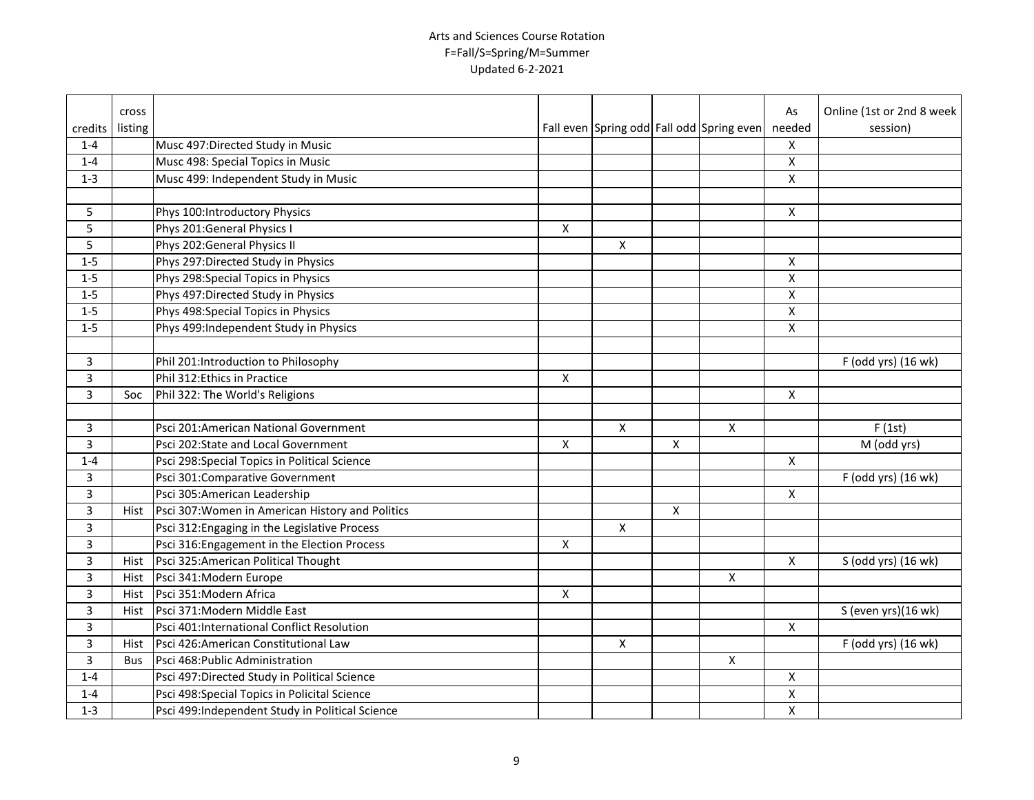Arts and Sciences Course Rotation
F=Fall/S=Spring/M=Summer
Updated 6-2-2021

| credits | cross listing | | Fall even | Spring odd | Fall odd | Spring even | As needed | Online (1st or 2nd 8 week session) |
|---|---|---|---|---|---|---|---|---|
| 1-4 | | Musc 497:Directed Study in Music | | | | | X | |
| 1-4 | | Musc 498: Special Topics in Music | | | | | X | |
| 1-3 | | Musc 499: Independent Study in Music | | | | | X | |
| | | | | | | | | |
| 5 | | Phys 100:Introductory Physics | | | | | X | |
| 5 | | Phys 201:General Physics I | X | | | | | |
| 5 | | Phys 202:General Physics II | | X | | | | |
| 1-5 | | Phys 297:Directed Study in Physics | | | | | X | |
| 1-5 | | Phys 298:Special Topics in Physics | | | | | X | |
| 1-5 | | Phys 497:Directed Study in Physics | | | | | X | |
| 1-5 | | Phys 498:Special Topics in Physics | | | | | X | |
| 1-5 | | Phys 499:Independent Study in Physics | | | | | X | |
| | | | | | | | | |
| 3 | | Phil 201:Introduction to Philosophy | | | | | | F (odd yrs) (16 wk) |
| 3 | | Phil 312:Ethics in Practice | X | | | | | |
| 3 | Soc | Phil 322: The World's Religions | | | | | X | |
| | | | | | | | | |
| 3 | | Psci 201:American National Government | | X | | X | | F (1st) |
| 3 | | Psci 202:State and Local Government | X | | X | | | M (odd yrs) |
| 1-4 | | Psci 298:Special Topics in Political Science | | | | | X | |
| 3 | | Psci 301:Comparative Government | | | | | | F (odd yrs) (16 wk) |
| 3 | | Psci 305:American Leadership | | | | | X | |
| 3 | Hist | Psci 307:Women in American History and Politics | | | X | | | |
| 3 | | Psci 312:Engaging in the Legislative Process | | X | | | | |
| 3 | | Psci 316:Engagement in the Election Process | X | | | | | |
| 3 | Hist | Psci 325:American Political Thought | | | | | X | S (odd yrs) (16 wk) |
| 3 | Hist | Psci 341:Modern Europe | | | | X | | |
| 3 | Hist | Psci 351:Modern Africa | X | | | | | |
| 3 | Hist | Psci 371:Modern Middle East | | | | | | S (even yrs)(16 wk) |
| 3 | | Psci 401:International Conflict Resolution | | | | | X | |
| 3 | Hist | Psci 426:American Constitutional Law | | X | | | | F (odd yrs) (16 wk) |
| 3 | Bus | Psci 468:Public Administration | | | | X | | |
| 1-4 | | Psci 497:Directed Study in Political Science | | | | | X | |
| 1-4 | | Psci 498:Special Topics in Policital Science | | | | | X | |
| 1-3 | | Psci 499:Independent Study in Political Science | | | | | X | |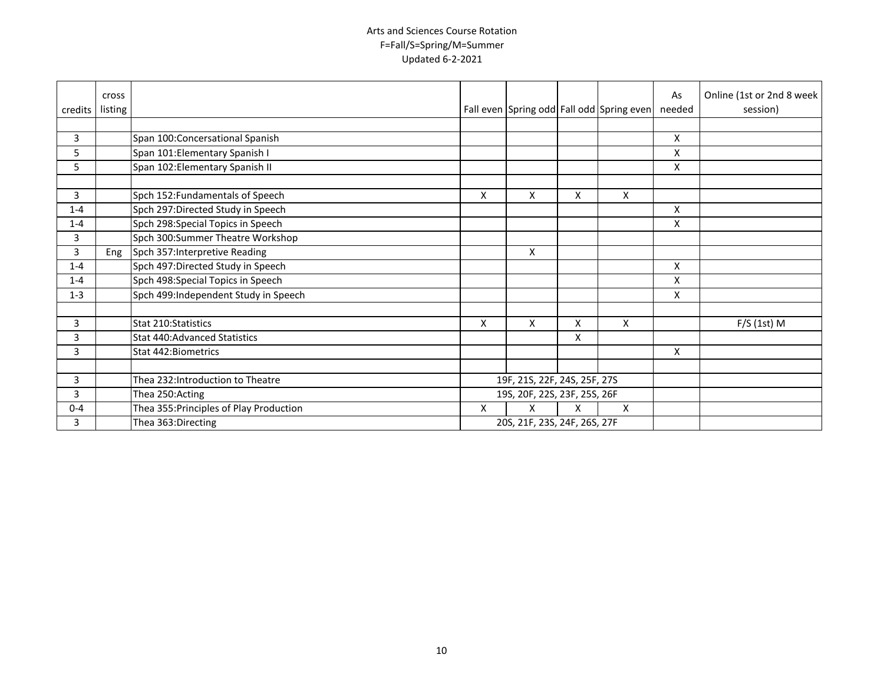Arts and Sciences Course Rotation
F=Fall/S=Spring/M=Summer
Updated 6-2-2021

| credits | cross listing | | Fall even | Spring odd | Fall odd | Spring even | As needed | Online (1st or 2nd 8 week session) |
|---|---|---|---|---|---|---|---|---|
| | | | | | | | | |
| 3 | | Span 100:Concersational Spanish | | | | | X | |
| 5 | | Span 101:Elementary Spanish I | | | | | X | |
| 5 | | Span 102:Elementary Spanish II | | | | | X | |
| | | | | | | | | |
| 3 | | Spch 152:Fundamentals of Speech | X | X | X | X | | |
| 1-4 | | Spch 297:Directed Study in Speech | | | | | X | |
| 1-4 | | Spch 298:Special Topics in Speech | | | | | X | |
| 3 | | Spch 300:Summer Theatre Workshop | | | | | | |
| 3 | Eng | Spch 357:Interpretive Reading | | X | | | | |
| 1-4 | | Spch 497:Directed Study in Speech | | | | | X | |
| 1-4 | | Spch 498:Special Topics in Speech | | | | | X | |
| 1-3 | | Spch 499:Independent Study in Speech | | | | | X | |
| | | | | | | | | |
| 3 | | Stat 210:Statistics | X | X | X | X | | F/S (1st) M |
| 3 | | Stat 440:Advanced Statistics | | | X | | | |
| 3 | | Stat 442:Biometrics | | | | | X | |
| | | | | | | | | |
| 3 | | Thea 232:Introduction to Theatre | 19F, 21S, 22F, 24S, 25F, 27S | | | | | |
| 3 | | Thea 250:Acting | 19S, 20F, 22S, 23F, 25S, 26F | | | | | |
| 0-4 | | Thea 355:Principles of Play Production | X | X | X | X | | |
| 3 | | Thea 363:Directing | 20S, 21F, 23S, 24F, 26S, 27F | | | | | |